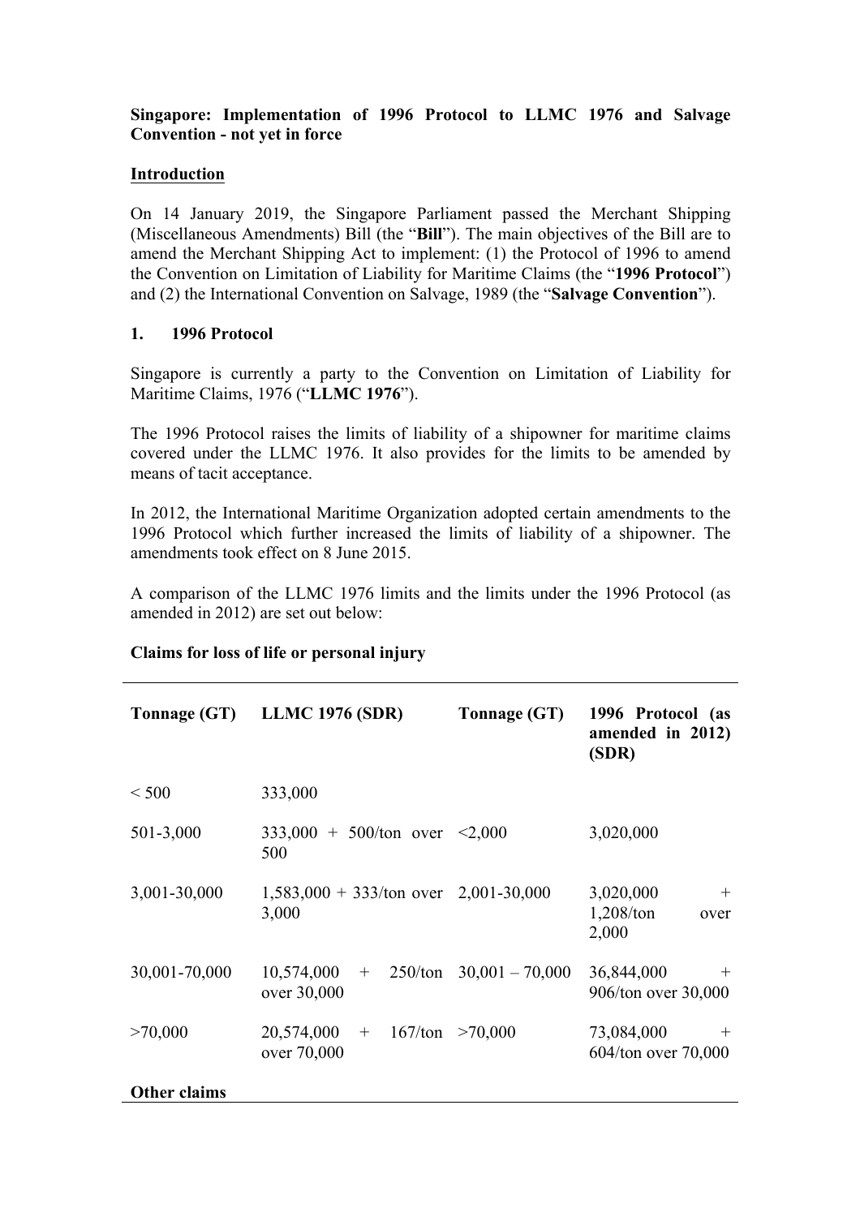**Singapore: Implementation of 1996 Protocol to LLMC 1976 and Salvage Convention - not yet in force**

**Introduction**

On 14 January 2019, the Singapore Parliament passed the Merchant Shipping (Miscellaneous Amendments) Bill (the "**Bill**"). The main objectives of the Bill are to amend the Merchant Shipping Act to implement: (1) the Protocol of 1996 to amend the Convention on Limitation of Liability for Maritime Claims (the "**1996 Protocol**") and (2) the International Convention on Salvage, 1989 (the "**Salvage Convention**").

## 1. 1996 Protocol

Singapore is currently a party to the Convention on Limitation of Liability for Maritime Claims, 1976 ("**LLMC 1976**").

The 1996 Protocol raises the limits of liability of a shipowner for maritime claims covered under the LLMC 1976. It also provides for the limits to be amended by means of tacit acceptance.

In 2012, the International Maritime Organization adopted certain amendments to the 1996 Protocol which further increased the limits of liability of a shipowner. The amendments took effect on 8 June 2015.

A comparison of the LLMC 1976 limits and the limits under the 1996 Protocol (as amended in 2012) are set out below:

**Claims for loss of life or personal injury**

| Tonnage (GT) | LLMC 1976 (SDR) | Tonnage (GT) | 1996 Protocol (as amended in 2012) (SDR) |
|---|---|---|---|
| < 500 | 333,000 | | |
| 501-3,000 | 333,000 + 500/ton over 500 | <2,000 | 3,020,000 |
| 3,001-30,000 | 1,583,000 + 333/ton over 3,000 | 2,001-30,000 | 3,020,000 + 1,208/ton over 2,000 |
| 30,001-70,000 | 10,574,000 + 250/ton over 30,000 | 30,001 – 70,000 | 36,844,000 + 906/ton over 30,000 |
| >70,000 | 20,574,000 + 167/ton over 70,000 | >70,000 | 73,084,000 + 604/ton over 70,000 |

**Other claims**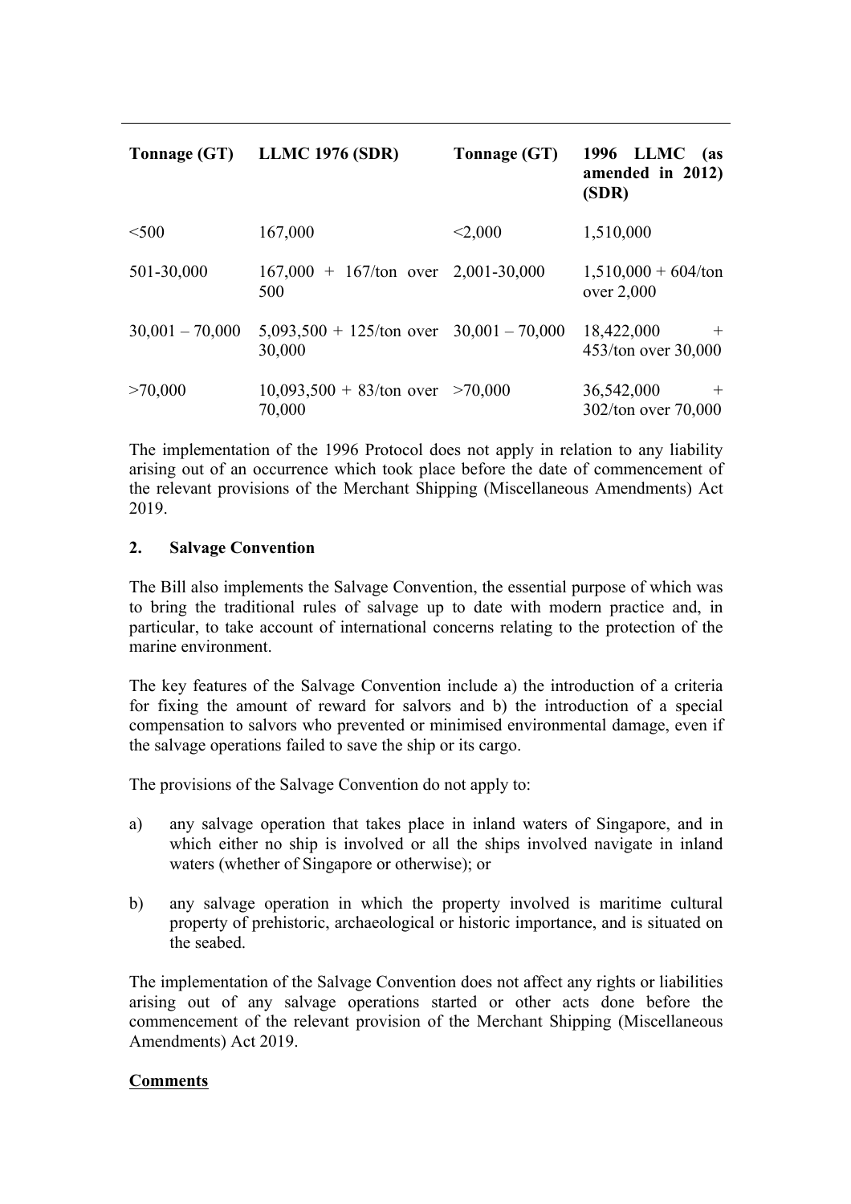| Tonnage (GT) | LLMC 1976 (SDR) | Tonnage (GT) | 1996 LLMC (as amended in 2012) (SDR) |
|---|---|---|---|
| <500 | 167,000 | <2,000 | 1,510,000 |
| 501-30,000 | 167,000 + 167/ton over 500 | 2,001-30,000 | 1,510,000 + 604/ton over 2,000 |
| 30,001 – 70,000 | 5,093,500 + 125/ton over 30,000 | 30,001 – 70,000 | 18,422,000 + 453/ton over 30,000 |
| >70,000 | 10,093,500 + 83/ton over 70,000 | >70,000 | 36,542,000 + 302/ton over 70,000 |

The implementation of the 1996 Protocol does not apply in relation to any liability arising out of an occurrence which took place before the date of commencement of the relevant provisions of the Merchant Shipping (Miscellaneous Amendments) Act 2019.

## 2. Salvage Convention

The Bill also implements the Salvage Convention, the essential purpose of which was to bring the traditional rules of salvage up to date with modern practice and, in particular, to take account of international concerns relating to the protection of the marine environment.

The key features of the Salvage Convention include a) the introduction of a criteria for fixing the amount of reward for salvors and b) the introduction of a special compensation to salvors who prevented or minimised environmental damage, even if the salvage operations failed to save the ship or its cargo.

The provisions of the Salvage Convention do not apply to:

a) any salvage operation that takes place in inland waters of Singapore, and in which either no ship is involved or all the ships involved navigate in inland waters (whether of Singapore or otherwise); or

b) any salvage operation in which the property involved is maritime cultural property of prehistoric, archaeological or historic importance, and is situated on the seabed.

The implementation of the Salvage Convention does not affect any rights or liabilities arising out of any salvage operations started or other acts done before the commencement of the relevant provision of the Merchant Shipping (Miscellaneous Amendments) Act 2019.

**Comments**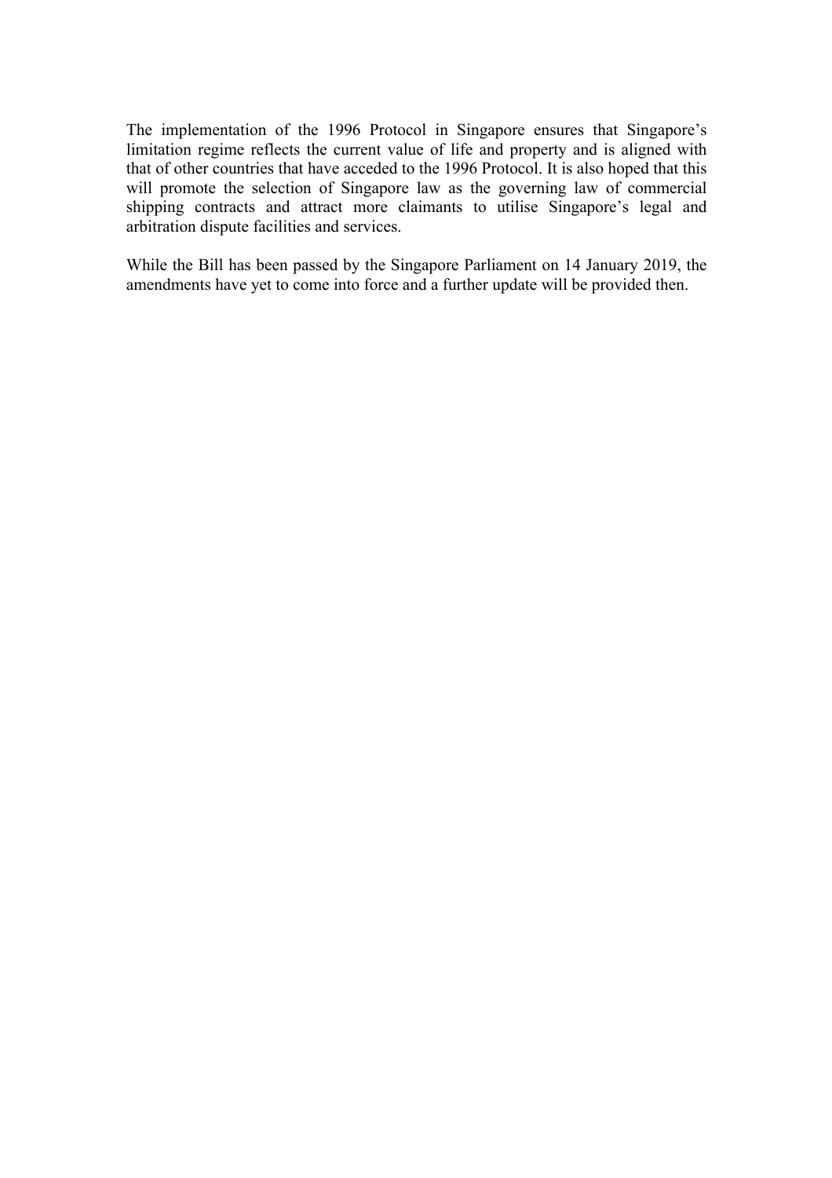The implementation of the 1996 Protocol in Singapore ensures that Singapore's limitation regime reflects the current value of life and property and is aligned with that of other countries that have acceded to the 1996 Protocol. It is also hoped that this will promote the selection of Singapore law as the governing law of commercial shipping contracts and attract more claimants to utilise Singapore's legal and arbitration dispute facilities and services.

While the Bill has been passed by the Singapore Parliament on 14 January 2019, the amendments have yet to come into force and a further update will be provided then.